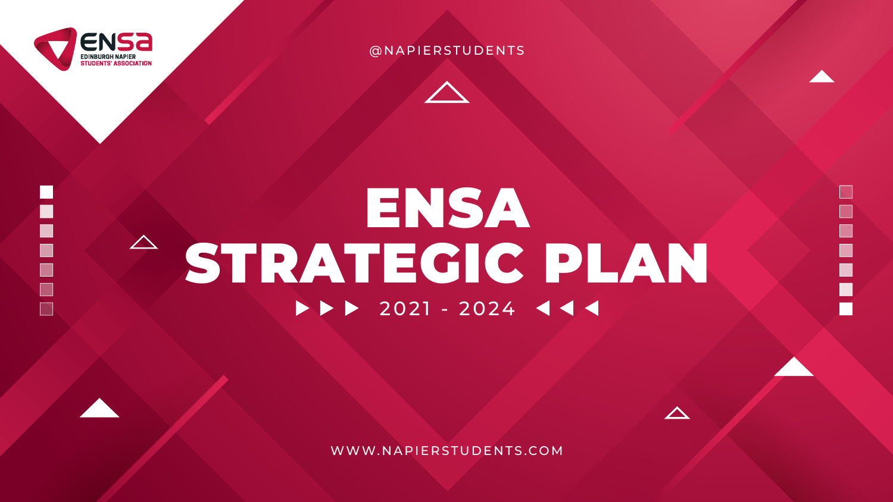ENSA
EDINBURGH NAPIER STUDENTS' ASSOCIATION

@NAPIERSTUDENTS

# ENSA STRATEGIC PLAN

2021 - 2024

WWW.NAPIERSTUDENTS.COM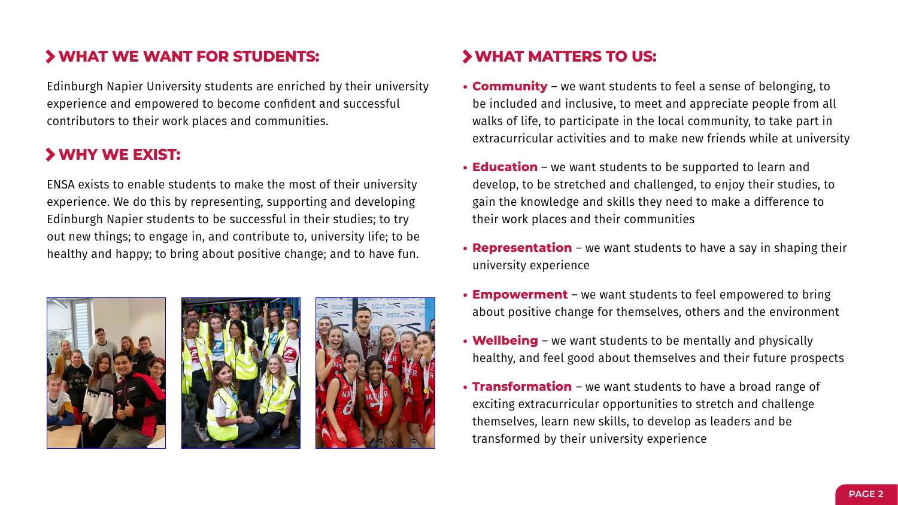## WHAT WE WANT FOR STUDENTS:

Edinburgh Napier University students are enriched by their university experience and empowered to become confident and successful contributors to their work places and communities.

## WHY WE EXIST:

ENSA exists to enable students to make the most of their university experience. We do this by representing, supporting and developing Edinburgh Napier students to be successful in their studies; to try out new things; to engage in, and contribute to, university life; to be healthy and happy; to bring about positive change; and to have fun.

## WHAT MATTERS TO US:

- **Community** – we want students to feel a sense of belonging, to be included and inclusive, to meet and appreciate people from all walks of life, to participate in the local community, to take part in extracurricular activities and to make new friends while at university
- **Education** – we want students to be supported to learn and develop, to be stretched and challenged, to enjoy their studies, to gain the knowledge and skills they need to make a difference to their work places and their communities
- **Representation** – we want students to have a say in shaping their university experience
- **Empowerment** – we want students to feel empowered to bring about positive change for themselves, others and the environment
- **Wellbeing** – we want students to be mentally and physically healthy, and feel good about themselves and their future prospects
- **Transformation** – we want students to have a broad range of exciting extracurricular opportunities to stretch and challenge themselves, learn new skills, to develop as leaders and be transformed by their university experience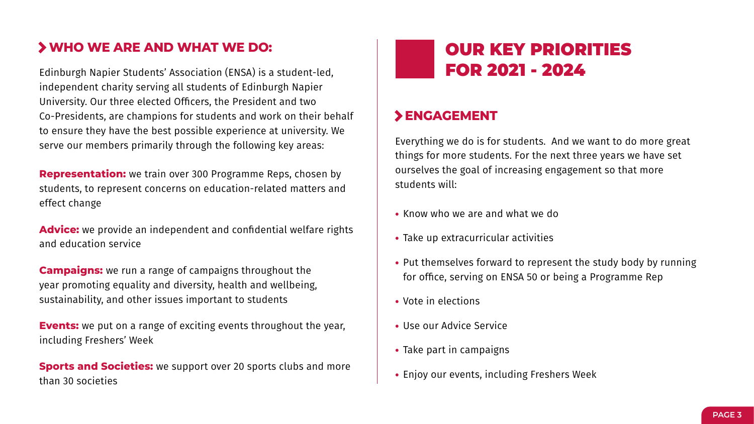## WHO WE ARE AND WHAT WE DO:

Edinburgh Napier Students' Association (ENSA) is a student-led, independent charity serving all students of Edinburgh Napier University. Our three elected Officers, the President and two Co-Presidents, are champions for students and work on their behalf to ensure they have the best possible experience at university. We serve our members primarily through the following key areas:

**Representation:** we train over 300 Programme Reps, chosen by students, to represent concerns on education-related matters and effect change

**Advice:** we provide an independent and confidential welfare rights and education service

**Campaigns:** we run a range of campaigns throughout the year promoting equality and diversity, health and wellbeing, sustainability, and other issues important to students

**Events:** we put on a range of exciting events throughout the year, including Freshers' Week

**Sports and Societies:** we support over 20 sports clubs and more than 30 societies

# OUR KEY PRIORITIES FOR 2021 - 2024

## ENGAGEMENT

Everything we do is for students. And we want to do more great things for more students. For the next three years we have set ourselves the goal of increasing engagement so that more students will:

- Know who we are and what we do
- Take up extracurricular activities
- Put themselves forward to represent the study body by running for office, serving on ENSA 50 or being a Programme Rep
- Vote in elections
- Use our Advice Service
- Take part in campaigns
- Enjoy our events, including Freshers Week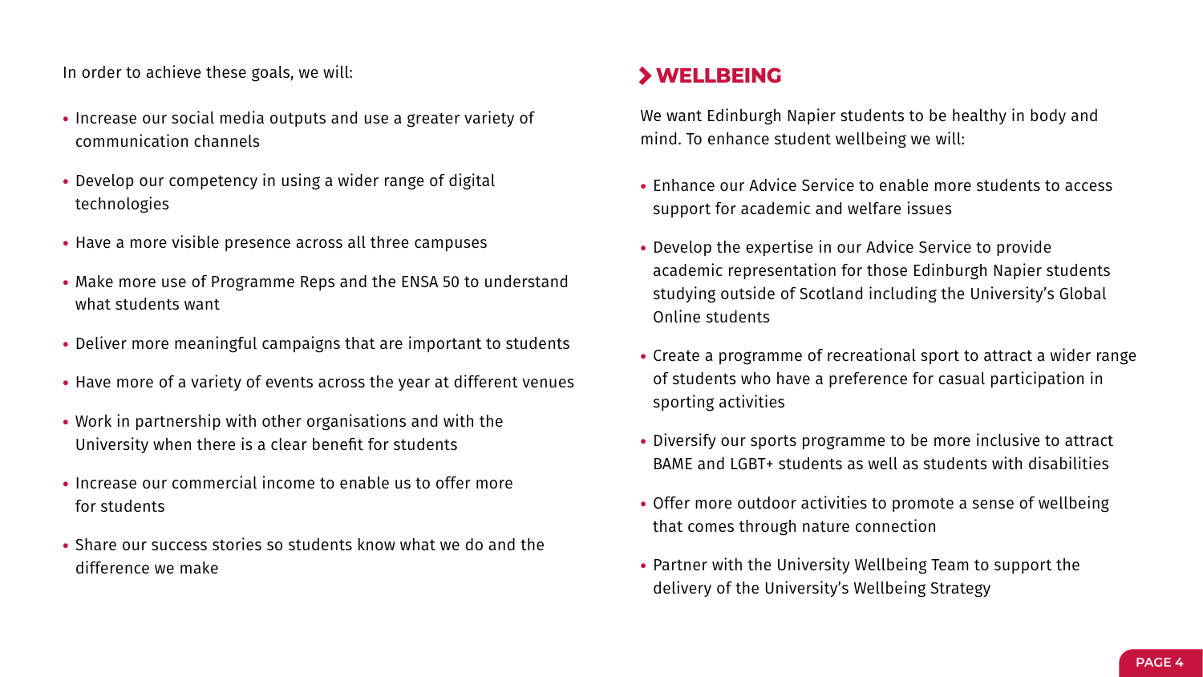In order to achieve these goals, we will:

- Increase our social media outputs and use a greater variety of communication channels
- Develop our competency in using a wider range of digital technologies
- Have a more visible presence across all three campuses
- Make more use of Programme Reps and the ENSA 50 to understand what students want
- Deliver more meaningful campaigns that are important to students
- Have more of a variety of events across the year at different venues
- Work in partnership with other organisations and with the University when there is a clear benefit for students
- Increase our commercial income to enable us to offer more for students
- Share our success stories so students know what we do and the difference we make

## WELLBEING

We want Edinburgh Napier students to be healthy in body and mind. To enhance student wellbeing we will:

- Enhance our Advice Service to enable more students to access support for academic and welfare issues
- Develop the expertise in our Advice Service to provide academic representation for those Edinburgh Napier students studying outside of Scotland including the University's Global Online students
- Create a programme of recreational sport to attract a wider range of students who have a preference for casual participation in sporting activities
- Diversify our sports programme to be more inclusive to attract BAME and LGBT+ students as well as students with disabilities
- Offer more outdoor activities to promote a sense of wellbeing that comes through nature connection
- Partner with the University Wellbeing Team to support the delivery of the University's Wellbeing Strategy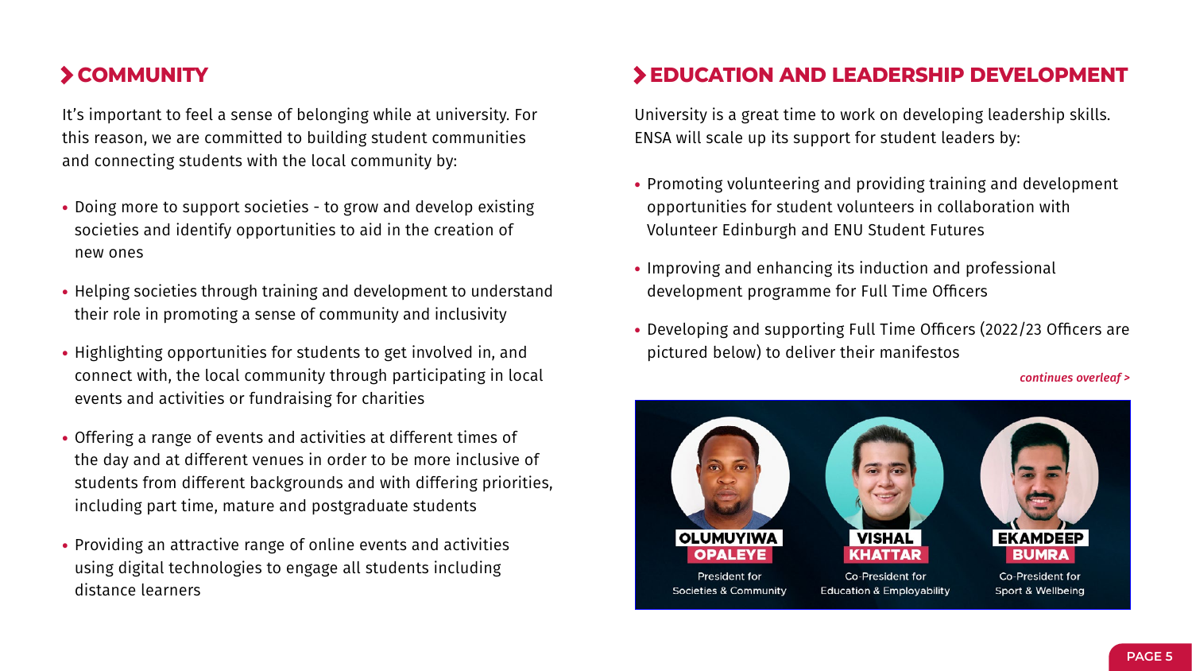## COMMUNITY

It's important to feel a sense of belonging while at university. For this reason, we are committed to building student communities and connecting students with the local community by:

- Doing more to support societies - to grow and develop existing societies and identify opportunities to aid in the creation of new ones
- Helping societies through training and development to understand their role in promoting a sense of community and inclusivity
- Highlighting opportunities for students to get involved in, and connect with, the local community through participating in local events and activities or fundraising for charities
- Offering a range of events and activities at different times of the day and at different venues in order to be more inclusive of students from different backgrounds and with differing priorities, including part time, mature and postgraduate students
- Providing an attractive range of online events and activities using digital technologies to engage all students including distance learners

## EDUCATION AND LEADERSHIP DEVELOPMENT

University is a great time to work on developing leadership skills. ENSA will scale up its support for student leaders by:

- Promoting volunteering and providing training and development opportunities for student volunteers in collaboration with Volunteer Edinburgh and ENU Student Futures
- Improving and enhancing its induction and professional development programme for Full Time Officers
- Developing and supporting Full Time Officers (2022/23 Officers are pictured below) to deliver their manifestos

*continues overleaf >*

**OLUMUYIWA OPALEYE**
President for Societies & Community

**VISHAL KHATTAR**
Co-President for Education & Employability

**EKAMDEEP BUMRA**
Co-President for Sport & Wellbeing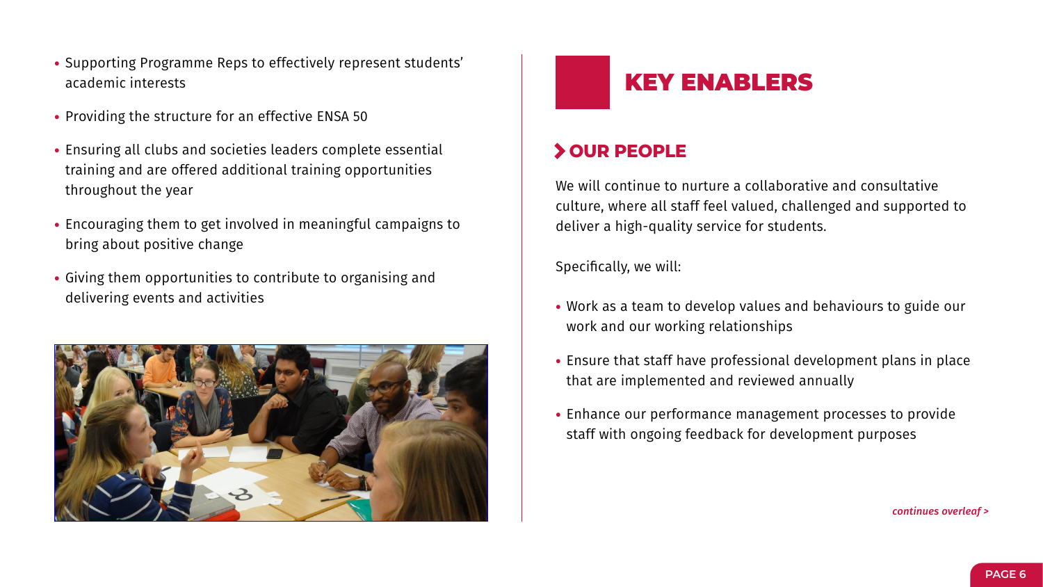- Supporting Programme Reps to effectively represent students' academic interests
- Providing the structure for an effective ENSA 50
- Ensuring all clubs and societies leaders complete essential training and are offered additional training opportunities throughout the year
- Encouraging them to get involved in meaningful campaigns to bring about positive change
- Giving them opportunities to contribute to organising and delivering events and activities

# KEY ENABLERS

## OUR PEOPLE

We will continue to nurture a collaborative and consultative culture, where all staff feel valued, challenged and supported to deliver a high-quality service for students.

Specifically, we will:

- Work as a team to develop values and behaviours to guide our work and our working relationships
- Ensure that staff have professional development plans in place that are implemented and reviewed annually
- Enhance our performance management processes to provide staff with ongoing feedback for development purposes

*continues overleaf >*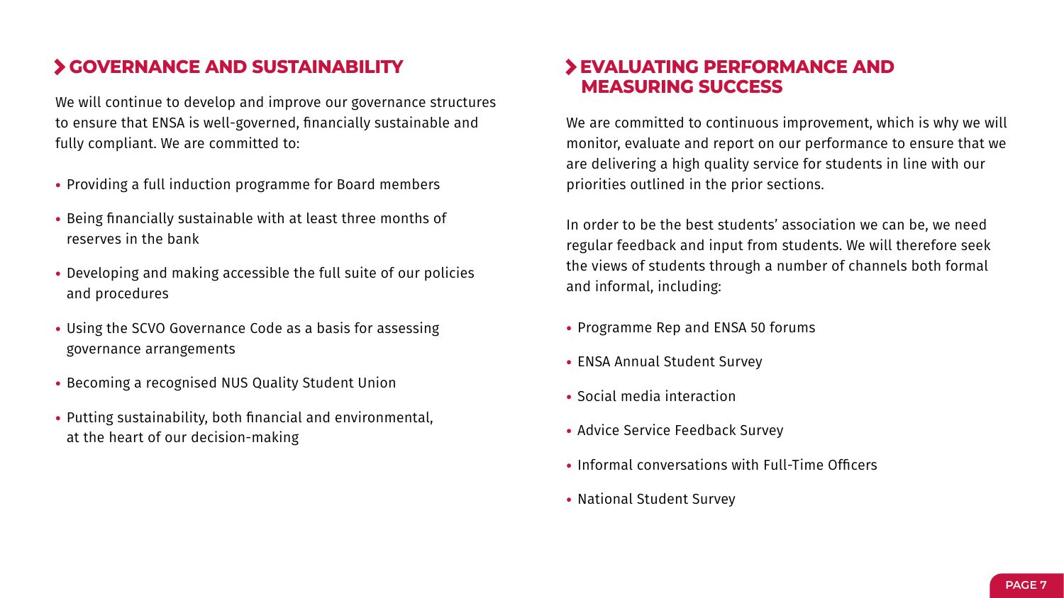## GOVERNANCE AND SUSTAINABILITY

We will continue to develop and improve our governance structures to ensure that ENSA is well-governed, financially sustainable and fully compliant. We are committed to:

- Providing a full induction programme for Board members
- Being financially sustainable with at least three months of reserves in the bank
- Developing and making accessible the full suite of our policies and procedures
- Using the SCVO Governance Code as a basis for assessing governance arrangements
- Becoming a recognised NUS Quality Student Union
- Putting sustainability, both financial and environmental, at the heart of our decision-making

## EVALUATING PERFORMANCE AND MEASURING SUCCESS

We are committed to continuous improvement, which is why we will monitor, evaluate and report on our performance to ensure that we are delivering a high quality service for students in line with our priorities outlined in the prior sections.

In order to be the best students' association we can be, we need regular feedback and input from students. We will therefore seek the views of students through a number of channels both formal and informal, including:

- Programme Rep and ENSA 50 forums
- ENSA Annual Student Survey
- Social media interaction
- Advice Service Feedback Survey
- Informal conversations with Full-Time Officers
- National Student Survey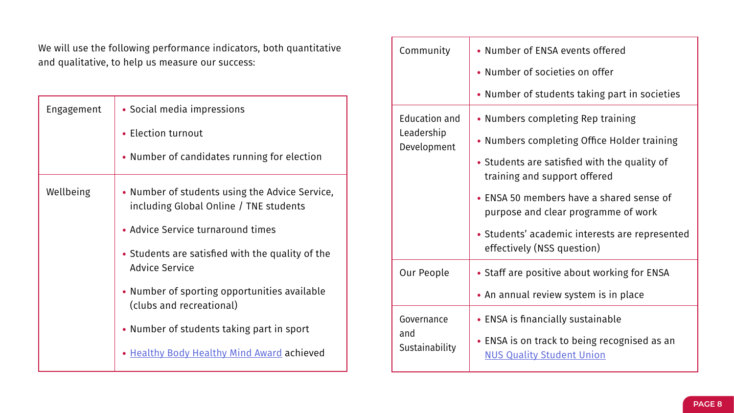We will use the following performance indicators, both quantitative and qualitative, to help us measure our success:

| | |
|---|---|
| Engagement | • Social media impressions<br>• Election turnout<br>• Number of candidates running for election |
| Wellbeing | • Number of students using the Advice Service, including Global Online / TNE students<br>• Advice Service turnaround times<br>• Students are satisfied with the quality of the Advice Service<br>• Number of sporting opportunities available (clubs and recreational)<br>• Number of students taking part in sport<br>• Healthy Body Healthy Mind Award achieved |
| Community | • Number of ENSA events offered<br>• Number of societies on offer<br>• Number of students taking part in societies |
| Education and Leadership Development | • Numbers completing Rep training<br>• Numbers completing Office Holder training<br>• Students are satisfied with the quality of training and support offered<br>• ENSA 50 members have a shared sense of purpose and clear programme of work<br>• Students' academic interests are represented effectively (NSS question) |
| Our People | • Staff are positive about working for ENSA<br>• An annual review system is in place |
| Governance and Sustainability | • ENSA is financially sustainable<br>• ENSA is on track to being recognised as an NUS Quality Student Union |